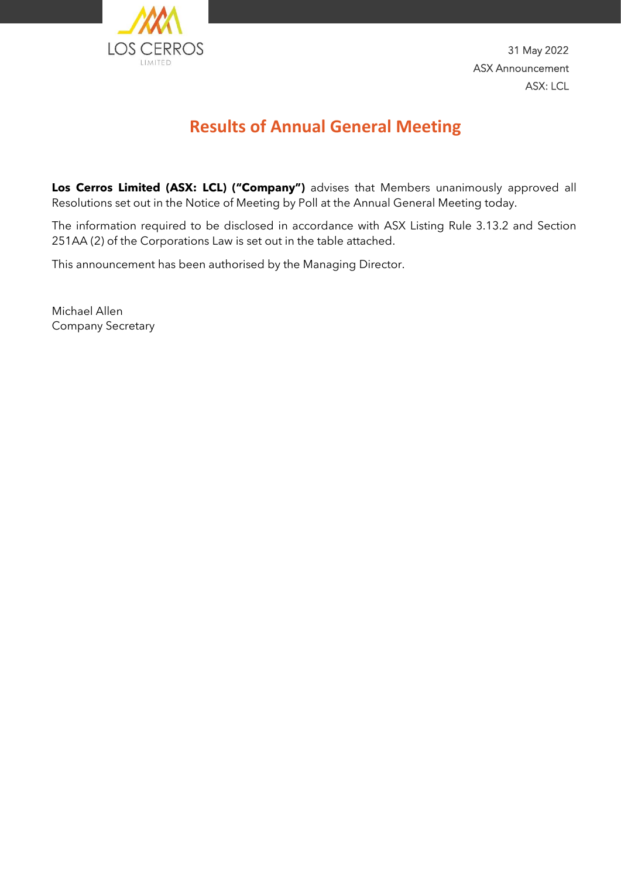31 May 2022

ASX Announcement

ASX: LCL

# Results of Annual General Meeting

**Los Cerros Limited (ASX: LCL) ("Company")** advises that Members unanimously approved all Resolutions set out in the Notice of Meeting by Poll at the Annual General Meeting today.

The information required to be disclosed in accordance with ASX Listing Rule 3.13.2 and Section 251AA (2) of the Corporations Law is set out in the table attached.

This announcement has been authorised by the Managing Director.

Michael Allen
Company Secretary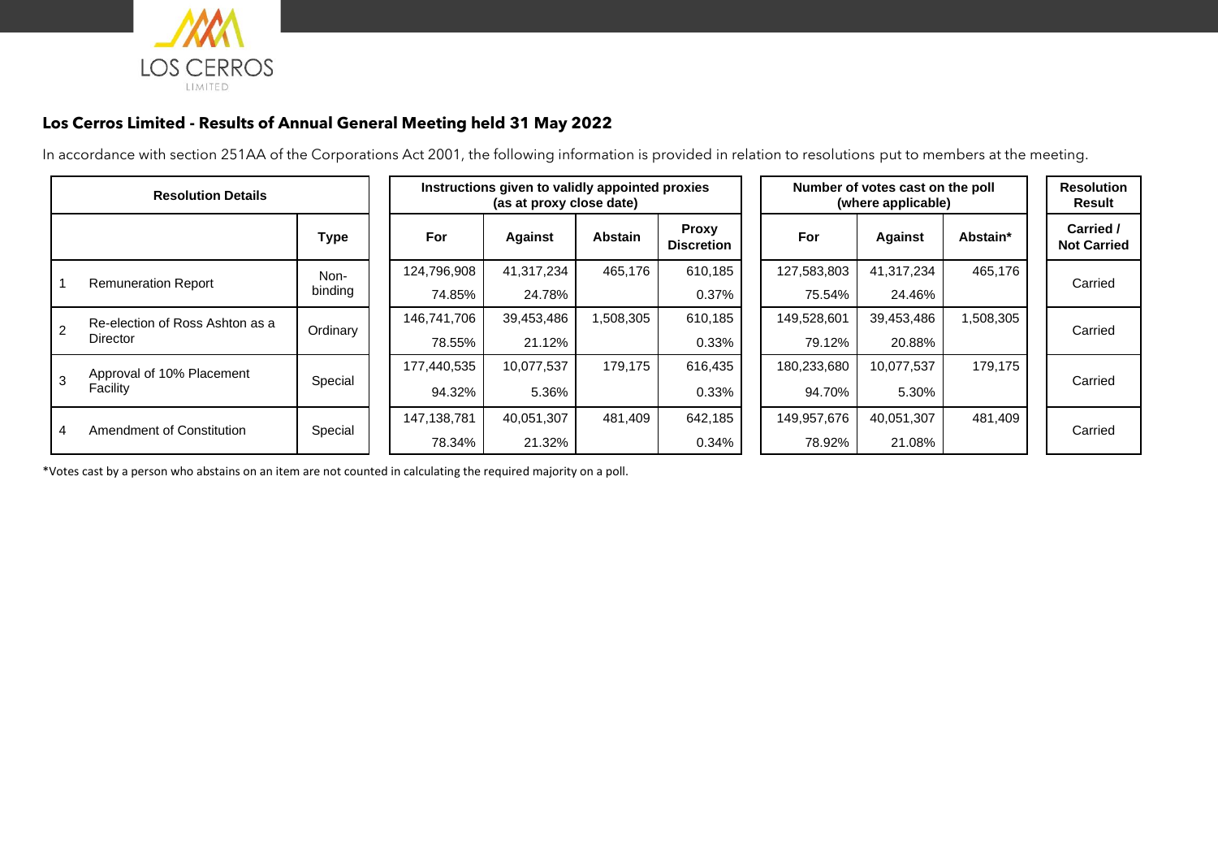## Los Cerros Limited - Results of Annual General Meeting held 31 May 2022

In accordance with section 251AA of the Corporations Act 2001, the following information is provided in relation to resolutions put to members at the meeting.

| Resolution Details | | | Instructions given to validly appointed proxies (as at proxy close date) | | | | Number of votes cast on the poll (where applicable) | | | Resolution Result |
|---|---|---|---|---|---|---|---|---|---|---|
| | | Type | For | Against | Abstain | Proxy Discretion | For | Against | Abstain* | Carried / Not Carried |
| 1 | Remuneration Report | Non-binding | 124,796,908<br>74.85% | 41,317,234<br>24.78% | 465,176 | 610,185<br>0.37% | 127,583,803<br>75.54% | 41,317,234<br>24.46% | 465,176 | Carried |
| 2 | Re-election of Ross Ashton as a Director | Ordinary | 146,741,706<br>78.55% | 39,453,486<br>21.12% | 1,508,305 | 610,185<br>0.33% | 149,528,601<br>79.12% | 39,453,486<br>20.88% | 1,508,305 | Carried |
| 3 | Approval of 10% Placement Facility | Special | 177,440,535<br>94.32% | 10,077,537<br>5.36% | 179,175 | 616,435<br>0.33% | 180,233,680<br>94.70% | 10,077,537<br>5.30% | 179,175 | Carried |
| 4 | Amendment of Constitution | Special | 147,138,781<br>78.34% | 40,051,307<br>21.32% | 481,409 | 642,185<br>0.34% | 149,957,676<br>78.92% | 40,051,307<br>21.08% | 481,409 | Carried |

*Votes cast by a person who abstains on an item are not counted in calculating the required majority on a poll.